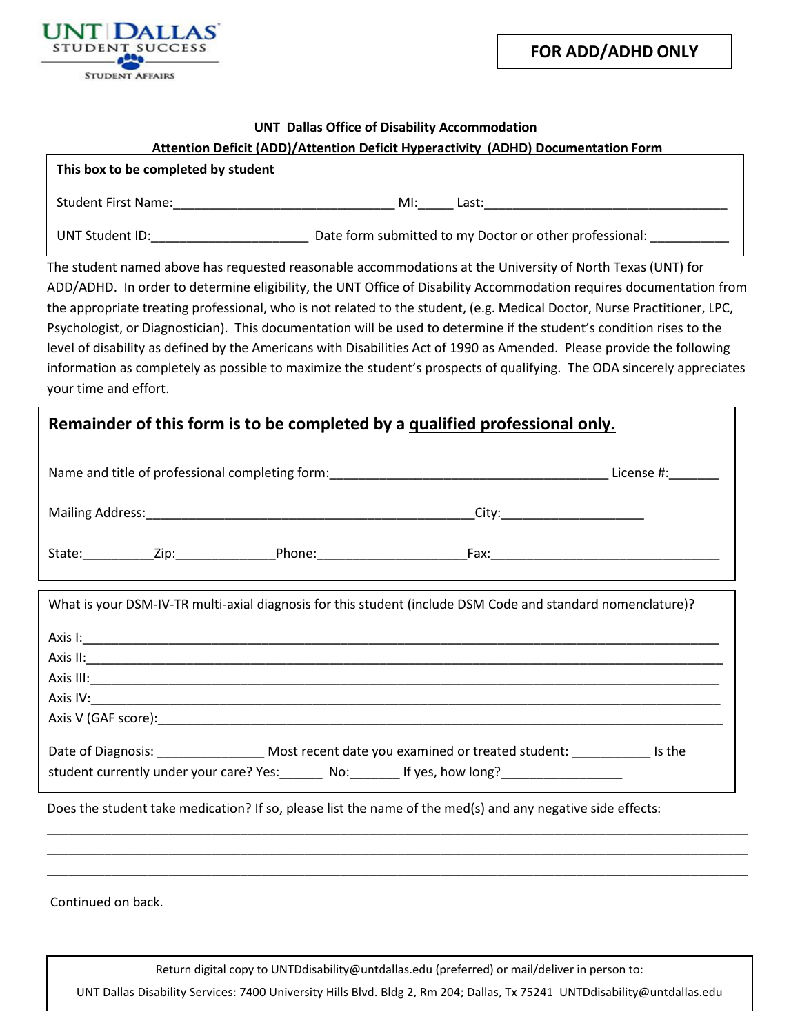**FOR ADD/ADHD ONLY**

UNT DALLAS
STUDENT SUCCESS
STUDENT AFFAIRS

**UNT Dallas Office of Disability Accommodation**

**Attention Deficit (ADD)/Attention Deficit Hyperactivity (ADHD) Documentation Form**

**This box to be completed by student**

Student First Name:______________________________ MI:_____ Last:__________________________________

UNT Student ID:_____________________ Date form submitted to my Doctor or other professional: ___________

The student named above has requested reasonable accommodations at the University of North Texas (UNT) for ADD/ADHD. In order to determine eligibility, the UNT Office of Disability Accommodation requires documentation from the appropriate treating professional, who is not related to the student, (e.g. Medical Doctor, Nurse Practitioner, LPC, Psychologist, or Diagnostician). This documentation will be used to determine if the student's condition rises to the level of disability as defined by the Americans with Disabilities Act of 1990 as Amended. Please provide the following information as completely as possible to maximize the student's prospects of qualifying. The ODA sincerely appreciates your time and effort.

## Remainder of this form is to be completed by a <u>qualified professional only.</u>

Name and title of professional completing form:_______________________________________ License #:_______

Mailing Address:_______________________________________________City:____________________

State:__________Zip:______________Phone:_____________________Fax:________________________________

What is your DSM-IV-TR multi-axial diagnosis for this student (include DSM Code and standard nomenclature)?

Axis I:_____________________________________________________________________________________

Axis II:____________________________________________________________________________________

Axis III:___________________________________________________________________________________

Axis IV:___________________________________________________________________________________

Axis V (GAF score):_________________________________________________________________________

Date of Diagnosis: _______________ Most recent date you examined or treated student: ___________ Is the student currently under your care? Yes:______ No:_______ If yes, how long?_________________

Does the student take medication? If so, please list the name of the med(s) and any negative side effects:

_____________________________________________________________________________________________

_____________________________________________________________________________________________

_____________________________________________________________________________________________

Continued on back.

Return digital copy to UNTDdisability@untdallas.edu (preferred) or mail/deliver in person to:

UNT Dallas Disability Services: 7400 University Hills Blvd. Bldg 2, Rm 204; Dallas, Tx 75241 UNTDdisability@untdallas.edu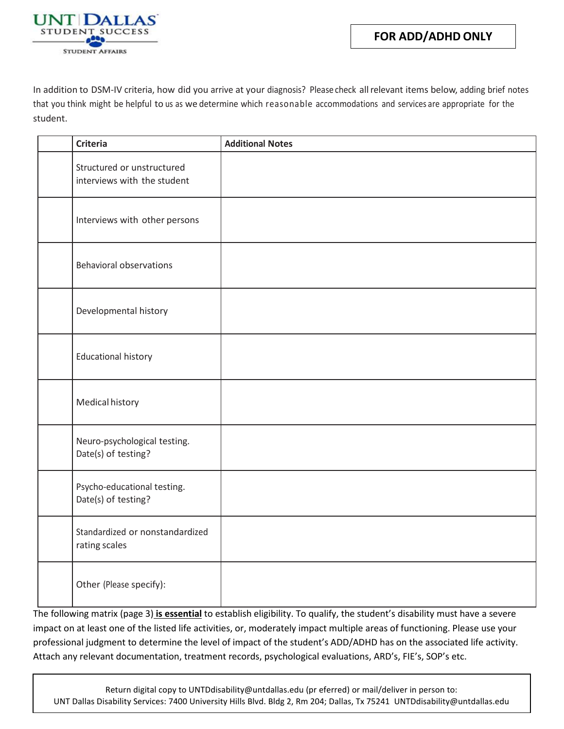UNT DALLAS STUDENT SUCCESS STUDENT AFFAIRS

**FOR ADD/ADHD ONLY**

In addition to DSM-IV criteria, how did you arrive at your diagnosis? Please check all relevant items below, adding brief notes that you think might be helpful to us as we determine which reasonable accommodations and services are appropriate for the student.

| | Criteria | Additional Notes |
|---|---|---|
| | Structured or unstructured interviews with the student | |
| | Interviews with other persons | |
| | Behavioral observations | |
| | Developmental history | |
| | Educational history | |
| | Medical history | |
| | Neuro-psychological testing. Date(s) of testing? | |
| | Psycho-educational testing. Date(s) of testing? | |
| | Standardized or nonstandardized rating scales | |
| | Other (Please specify): | |

The following matrix (page 3) **is essential** to establish eligibility. To qualify, the student's disability must have a severe impact on at least one of the listed life activities, or, moderately impact multiple areas of functioning. Please use your professional judgment to determine the level of impact of the student's ADD/ADHD has on the associated life activity. Attach any relevant documentation, treatment records, psychological evaluations, ARD's, FIE's, SOP's etc.

Return digital copy to UNTDdisability@untdallas.edu (pr eferred) or mail/deliver in person to:
UNT Dallas Disability Services: 7400 University Hills Blvd. Bldg 2, Rm 204; Dallas, Tx 75241 UNTDdisability@untdallas.edu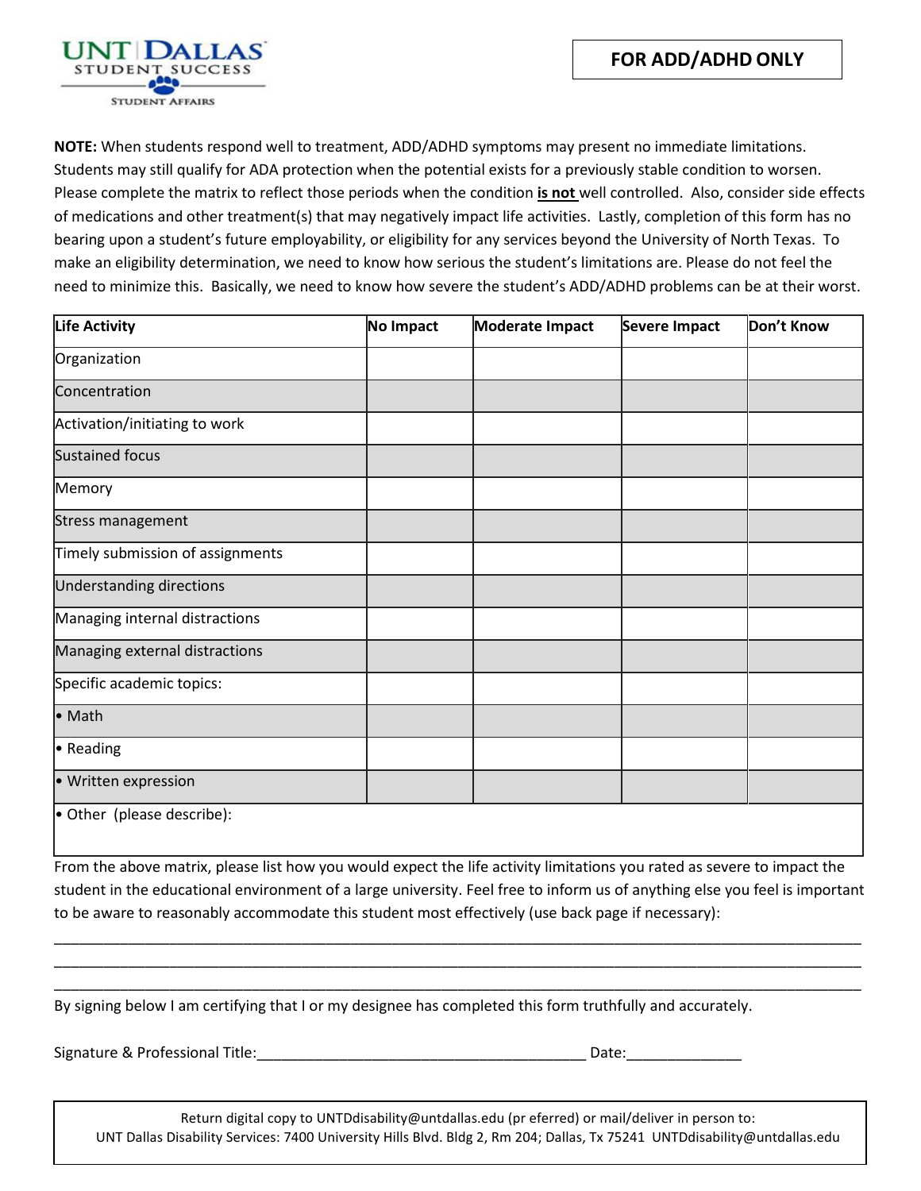UNT | DALLAS
STUDENT SUCCESS
STUDENT AFFAIRS

**FOR ADD/ADHD ONLY**

**NOTE:** When students respond well to treatment, ADD/ADHD symptoms may present no immediate limitations. Students may still qualify for ADA protection when the potential exists for a previously stable condition to worsen. Please complete the matrix to reflect those periods when the condition **is not** well controlled. Also, consider side effects of medications and other treatment(s) that may negatively impact life activities. Lastly, completion of this form has no bearing upon a student's future employability, or eligibility for any services beyond the University of North Texas. To make an eligibility determination, we need to know how serious the student's limitations are. Please do not feel the need to minimize this. Basically, we need to know how severe the student's ADD/ADHD problems can be at their worst.

| Life Activity | No Impact | Moderate Impact | Severe Impact | Don't Know |
|---|---|---|---|---|
| Organization | | | | |
| Concentration | | | | |
| Activation/initiating to work | | | | |
| Sustained focus | | | | |
| Memory | | | | |
| Stress management | | | | |
| Timely submission of assignments | | | | |
| Understanding directions | | | | |
| Managing internal distractions | | | | |
| Managing external distractions | | | | |
| Specific academic topics: | | | | |
| • Math | | | | |
| • Reading | | | | |
| • Written expression | | | | |
| • Other (please describe): | | | | |

From the above matrix, please list how you would expect the life activity limitations you rated as severe to impact the student in the educational environment of a large university. Feel free to inform us of anything else you feel is important to be aware to reasonably accommodate this student most effectively (use back page if necessary):

______________________________________________________________________________________________

______________________________________________________________________________________________

______________________________________________________________________________________________

By signing below I am certifying that I or my designee has completed this form truthfully and accurately.

Signature & Professional Title:________________________________________ Date:______________

Return digital copy to UNTDdisability@untdallas.edu (pr eferred) or mail/deliver in person to:
UNT Dallas Disability Services: 7400 University Hills Blvd. Bldg 2, Rm 204; Dallas, Tx 75241 UNTDdisability@untdallas.edu